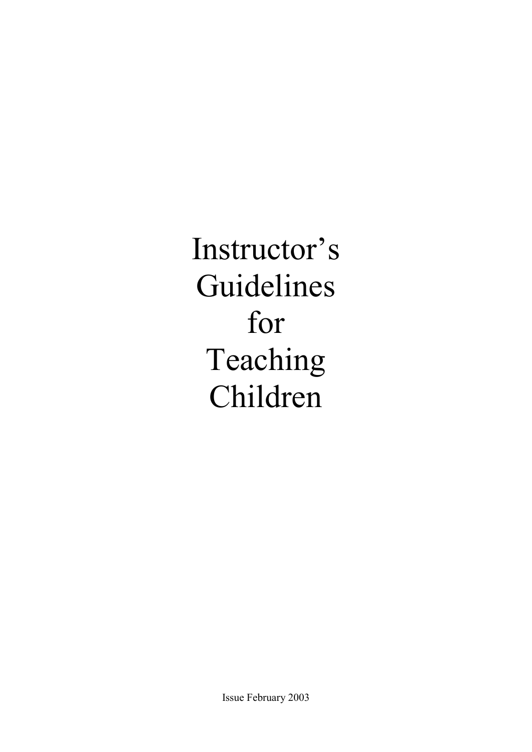# Instructor's Guidelines for Teaching Children

Issue February 2003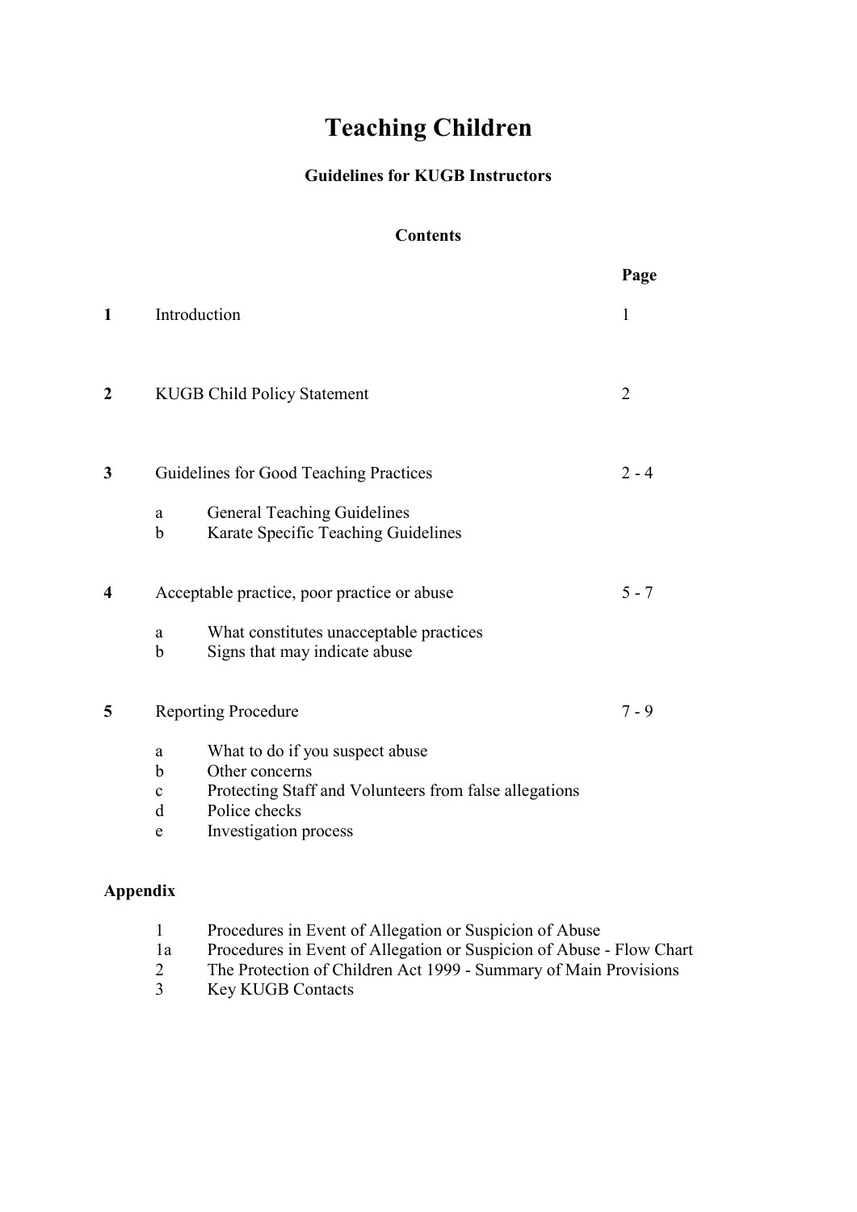# Teaching Children

### Guidelines for KUGB Instructors

### Contents

| | | | Page |
|---|---|---|---|
| **1** | Introduction | | 1 |
| **2** | KUGB Child Policy Statement | | 2 |
| **3** | Guidelines for Good Teaching Practices | | 2 - 4 |
| | a | General Teaching Guidelines | |
| | b | Karate Specific Teaching Guidelines | |
| **4** | Acceptable practice, poor practice or abuse | | 5 - 7 |
| | a | What constitutes unacceptable practices | |
| | b | Signs that may indicate abuse | |
| **5** | Reporting Procedure | | 7 - 9 |
| | a | What to do if you suspect abuse | |
| | b | Other concerns | |
| | c | Protecting Staff and Volunteers from false allegations | |
| | d | Police checks | |
| | e | Investigation process | |

**Appendix**

| | |
|---|---|
| 1 | Procedures in Event of Allegation or Suspicion of Abuse |
| 1a | Procedures in Event of Allegation or Suspicion of Abuse - Flow Chart |
| 2 | The Protection of Children Act 1999 - Summary of Main Provisions |
| 3 | Key KUGB Contacts |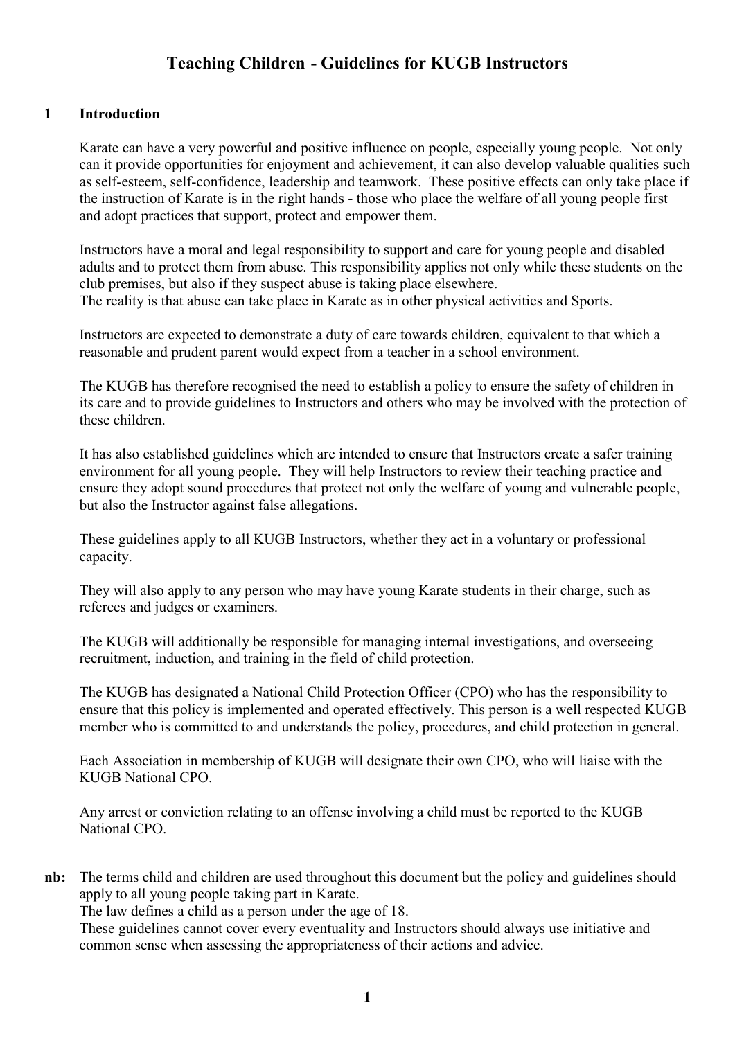# Teaching Children - Guidelines for KUGB Instructors

## 1 Introduction

Karate can have a very powerful and positive influence on people, especially young people. Not only can it provide opportunities for enjoyment and achievement, it can also develop valuable qualities such as self-esteem, self-confidence, leadership and teamwork. These positive effects can only take place if the instruction of Karate is in the right hands - those who place the welfare of all young people first and adopt practices that support, protect and empower them.

Instructors have a moral and legal responsibility to support and care for young people and disabled adults and to protect them from abuse. This responsibility applies not only while these students on the club premises, but also if they suspect abuse is taking place elsewhere.
The reality is that abuse can take place in Karate as in other physical activities and Sports.

Instructors are expected to demonstrate a duty of care towards children, equivalent to that which a reasonable and prudent parent would expect from a teacher in a school environment.

The KUGB has therefore recognised the need to establish a policy to ensure the safety of children in its care and to provide guidelines to Instructors and others who may be involved with the protection of these children.

It has also established guidelines which are intended to ensure that Instructors create a safer training environment for all young people. They will help Instructors to review their teaching practice and ensure they adopt sound procedures that protect not only the welfare of young and vulnerable people, but also the Instructor against false allegations.

These guidelines apply to all KUGB Instructors, whether they act in a voluntary or professional capacity.

They will also apply to any person who may have young Karate students in their charge, such as referees and judges or examiners.

The KUGB will additionally be responsible for managing internal investigations, and overseeing recruitment, induction, and training in the field of child protection.

The KUGB has designated a National Child Protection Officer (CPO) who has the responsibility to ensure that this policy is implemented and operated effectively. This person is a well respected KUGB member who is committed to and understands the policy, procedures, and child protection in general.

Each Association in membership of KUGB will designate their own CPO, who will liaise with the KUGB National CPO.

Any arrest or conviction relating to an offense involving a child must be reported to the KUGB National CPO.

**nb:** The terms child and children are used throughout this document but the policy and guidelines should apply to all young people taking part in Karate.
The law defines a child as a person under the age of 18.
These guidelines cannot cover every eventuality and Instructors should always use initiative and common sense when assessing the appropriateness of their actions and advice.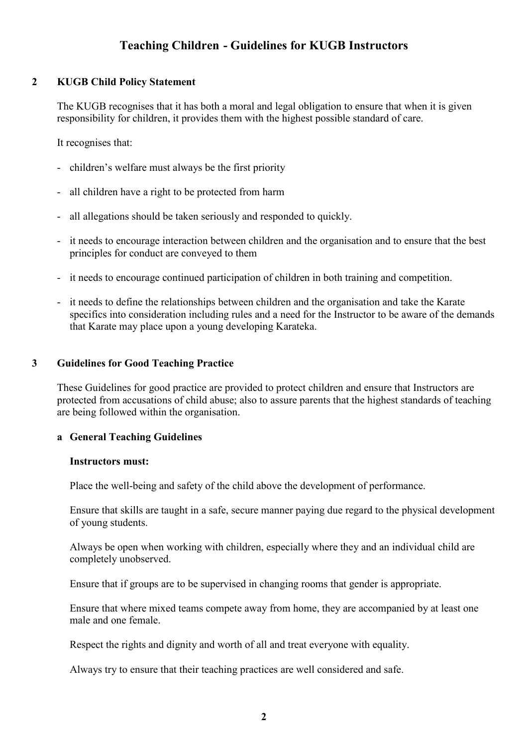# Teaching Children - Guidelines for KUGB Instructors

## 2 KUGB Child Policy Statement

The KUGB recognises that it has both a moral and legal obligation to ensure that when it is given responsibility for children, it provides them with the highest possible standard of care.

It recognises that:

- children's welfare must always be the first priority
- all children have a right to be protected from harm
- all allegations should be taken seriously and responded to quickly.
- it needs to encourage interaction between children and the organisation and to ensure that the best principles for conduct are conveyed to them
- it needs to encourage continued participation of children in both training and competition.
- it needs to define the relationships between children and the organisation and take the Karate specifics into consideration including rules and a need for the Instructor to be aware of the demands that Karate may place upon a young developing Karateka.

## 3 Guidelines for Good Teaching Practice

These Guidelines for good practice are provided to protect children and ensure that Instructors are protected from accusations of child abuse; also to assure parents that the highest standards of teaching are being followed within the organisation.

### a General Teaching Guidelines

**Instructors must:**

Place the well-being and safety of the child above the development of performance.

Ensure that skills are taught in a safe, secure manner paying due regard to the physical development of young students.

Always be open when working with children, especially where they and an individual child are completely unobserved.

Ensure that if groups are to be supervised in changing rooms that gender is appropriate.

Ensure that where mixed teams compete away from home, they are accompanied by at least one male and one female.

Respect the rights and dignity and worth of all and treat everyone with equality.

Always try to ensure that their teaching practices are well considered and safe.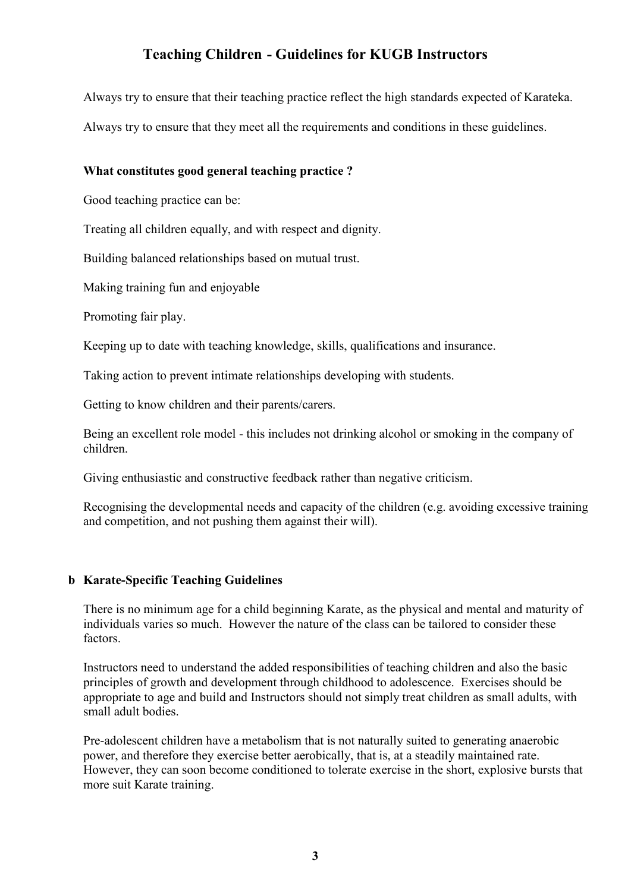# Teaching Children - Guidelines for KUGB Instructors

Always try to ensure that their teaching practice reflect the high standards expected of Karateka.

Always try to ensure that they meet all the requirements and conditions in these guidelines.

### What constitutes good general teaching practice ?

Good teaching practice can be:

Treating all children equally, and with respect and dignity.

Building balanced relationships based on mutual trust.

Making training fun and enjoyable

Promoting fair play.

Keeping up to date with teaching knowledge, skills, qualifications and insurance.

Taking action to prevent intimate relationships developing with students.

Getting to know children and their parents/carers.

Being an excellent role model - this includes not drinking alcohol or smoking in the company of children.

Giving enthusiastic and constructive feedback rather than negative criticism.

Recognising the developmental needs and capacity of the children (e.g. avoiding excessive training and competition, and not pushing them against their will).

## b Karate-Specific Teaching Guidelines

There is no minimum age for a child beginning Karate, as the physical and mental and maturity of individuals varies so much. However the nature of the class can be tailored to consider these factors.

Instructors need to understand the added responsibilities of teaching children and also the basic principles of growth and development through childhood to adolescence. Exercises should be appropriate to age and build and Instructors should not simply treat children as small adults, with small adult bodies.

Pre-adolescent children have a metabolism that is not naturally suited to generating anaerobic power, and therefore they exercise better aerobically, that is, at a steadily maintained rate. However, they can soon become conditioned to tolerate exercise in the short, explosive bursts that more suit Karate training.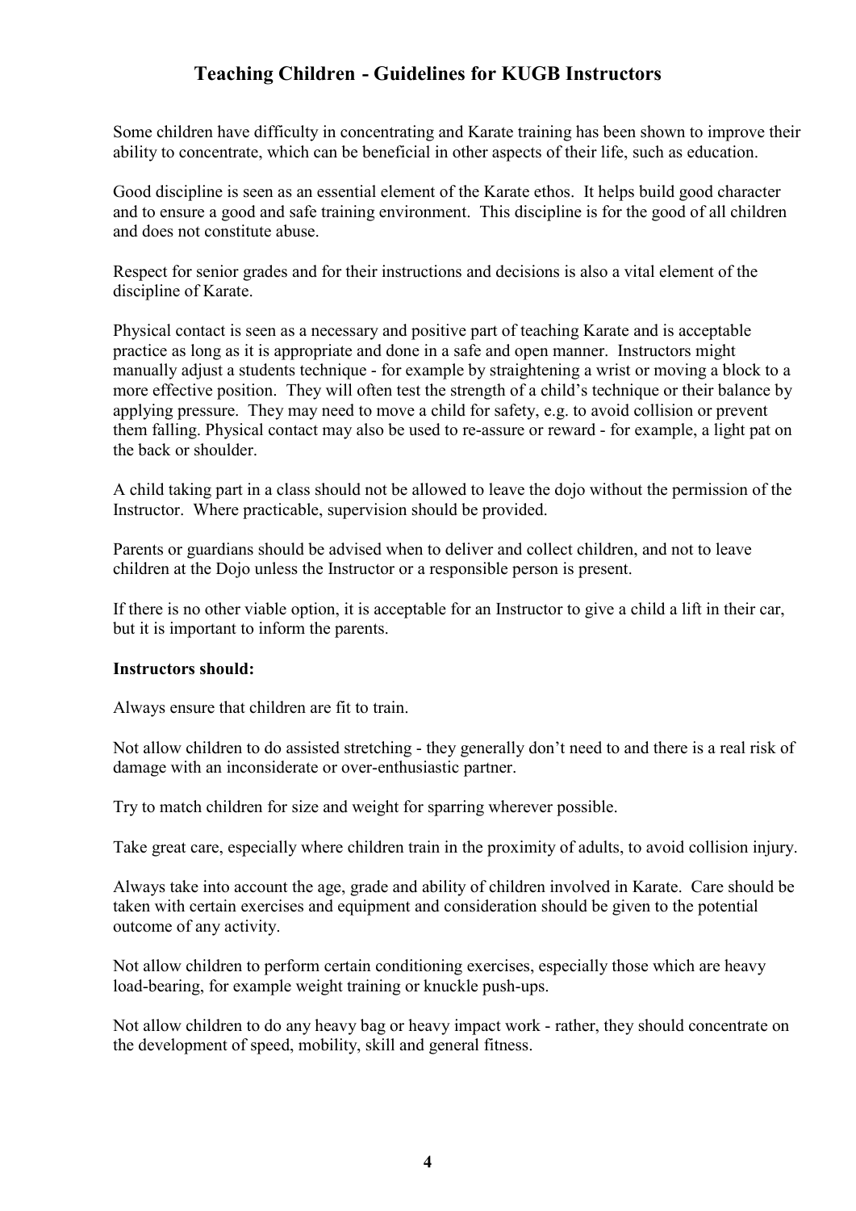## Teaching Children - Guidelines for KUGB Instructors

Some children have difficulty in concentrating and Karate training has been shown to improve their ability to concentrate, which can be beneficial in other aspects of their life, such as education.

Good discipline is seen as an essential element of the Karate ethos. It helps build good character and to ensure a good and safe training environment. This discipline is for the good of all children and does not constitute abuse.

Respect for senior grades and for their instructions and decisions is also a vital element of the discipline of Karate.

Physical contact is seen as a necessary and positive part of teaching Karate and is acceptable practice as long as it is appropriate and done in a safe and open manner. Instructors might manually adjust a students technique - for example by straightening a wrist or moving a block to a more effective position. They will often test the strength of a child's technique or their balance by applying pressure. They may need to move a child for safety, e.g. to avoid collision or prevent them falling. Physical contact may also be used to re-assure or reward - for example, a light pat on the back or shoulder.

A child taking part in a class should not be allowed to leave the dojo without the permission of the Instructor. Where practicable, supervision should be provided.

Parents or guardians should be advised when to deliver and collect children, and not to leave children at the Dojo unless the Instructor or a responsible person is present.

If there is no other viable option, it is acceptable for an Instructor to give a child a lift in their car, but it is important to inform the parents.

**Instructors should:**

Always ensure that children are fit to train.

Not allow children to do assisted stretching - they generally don't need to and there is a real risk of damage with an inconsiderate or over-enthusiastic partner.

Try to match children for size and weight for sparring wherever possible.

Take great care, especially where children train in the proximity of adults, to avoid collision injury.

Always take into account the age, grade and ability of children involved in Karate. Care should be taken with certain exercises and equipment and consideration should be given to the potential outcome of any activity.

Not allow children to perform certain conditioning exercises, especially those which are heavy load-bearing, for example weight training or knuckle push-ups.

Not allow children to do any heavy bag or heavy impact work - rather, they should concentrate on the development of speed, mobility, skill and general fitness.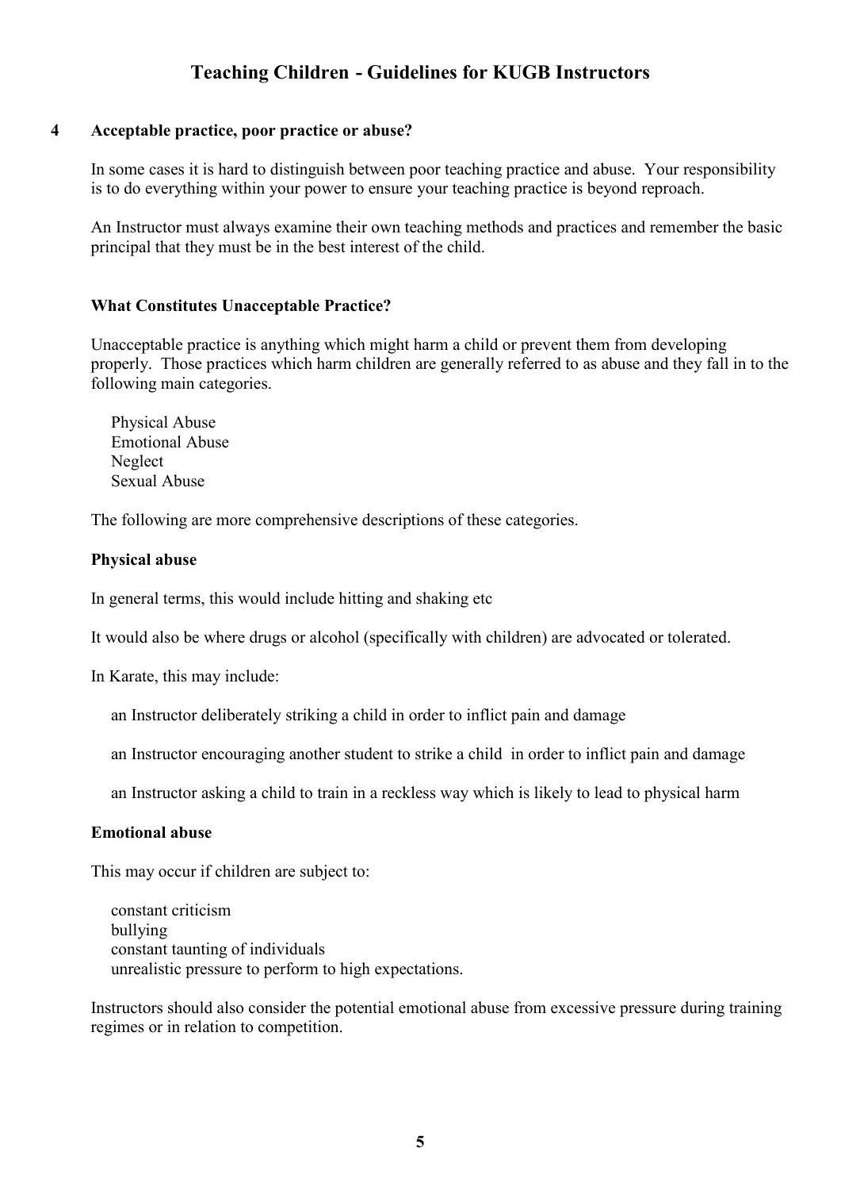# Teaching Children - Guidelines for KUGB Instructors

## 4 Acceptable practice, poor practice or abuse?

In some cases it is hard to distinguish between poor teaching practice and abuse. Your responsibility is to do everything within your power to ensure your teaching practice is beyond reproach.

An Instructor must always examine their own teaching methods and practices and remember the basic principal that they must be in the best interest of the child.

### What Constitutes Unacceptable Practice?

Unacceptable practice is anything which might harm a child or prevent them from developing properly. Those practices which harm children are generally referred to as abuse and they fall in to the following main categories.

- Physical Abuse
- Emotional Abuse
- Neglect
- Sexual Abuse

The following are more comprehensive descriptions of these categories.

### Physical abuse

In general terms, this would include hitting and shaking etc

It would also be where drugs or alcohol (specifically with children) are advocated or tolerated.

In Karate, this may include:

- an Instructor deliberately striking a child in order to inflict pain and damage
- an Instructor encouraging another student to strike a child in order to inflict pain and damage
- an Instructor asking a child to train in a reckless way which is likely to lead to physical harm

### Emotional abuse

This may occur if children are subject to:

- constant criticism
- bullying
- constant taunting of individuals
- unrealistic pressure to perform to high expectations.

Instructors should also consider the potential emotional abuse from excessive pressure during training regimes or in relation to competition.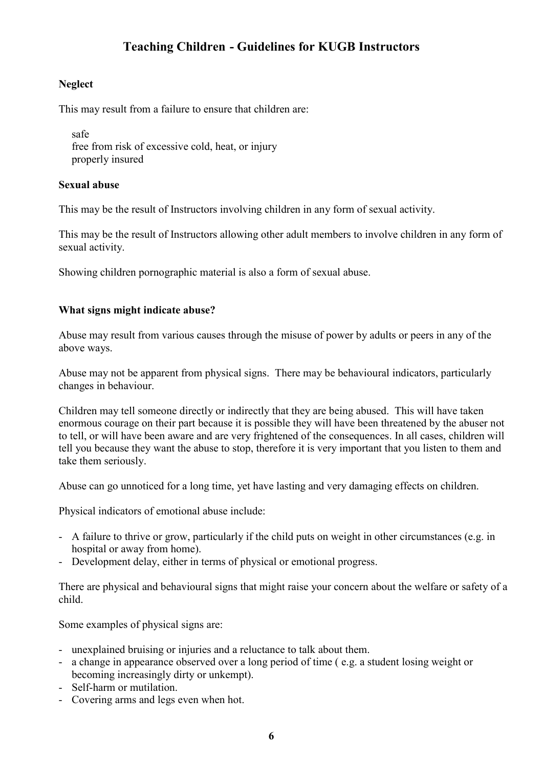## Teaching Children - Guidelines for KUGB Instructors

### Neglect

This may result from a failure to ensure that children are:

safe
free from risk of excessive cold, heat, or injury
properly insured

### Sexual abuse

This may be the result of Instructors involving children in any form of sexual activity.

This may be the result of Instructors allowing other adult members to involve children in any form of sexual activity.

Showing children pornographic material is also a form of sexual abuse.

### What signs might indicate abuse?

Abuse may result from various causes through the misuse of power by adults or peers in any of the above ways.

Abuse may not be apparent from physical signs. There may be behavioural indicators, particularly changes in behaviour.

Children may tell someone directly or indirectly that they are being abused. This will have taken enormous courage on their part because it is possible they will have been threatened by the abuser not to tell, or will have been aware and are very frightened of the consequences. In all cases, children will tell you because they want the abuse to stop, therefore it is very important that you listen to them and take them seriously.

Abuse can go unnoticed for a long time, yet have lasting and very damaging effects on children.

Physical indicators of emotional abuse include:

- A failure to thrive or grow, particularly if the child puts on weight in other circumstances (e.g. in hospital or away from home).
- Development delay, either in terms of physical or emotional progress.

There are physical and behavioural signs that might raise your concern about the welfare or safety of a child.

Some examples of physical signs are:

- unexplained bruising or injuries and a reluctance to talk about them.
- a change in appearance observed over a long period of time ( e.g. a student losing weight or becoming increasingly dirty or unkempt).
- Self-harm or mutilation.
- Covering arms and legs even when hot.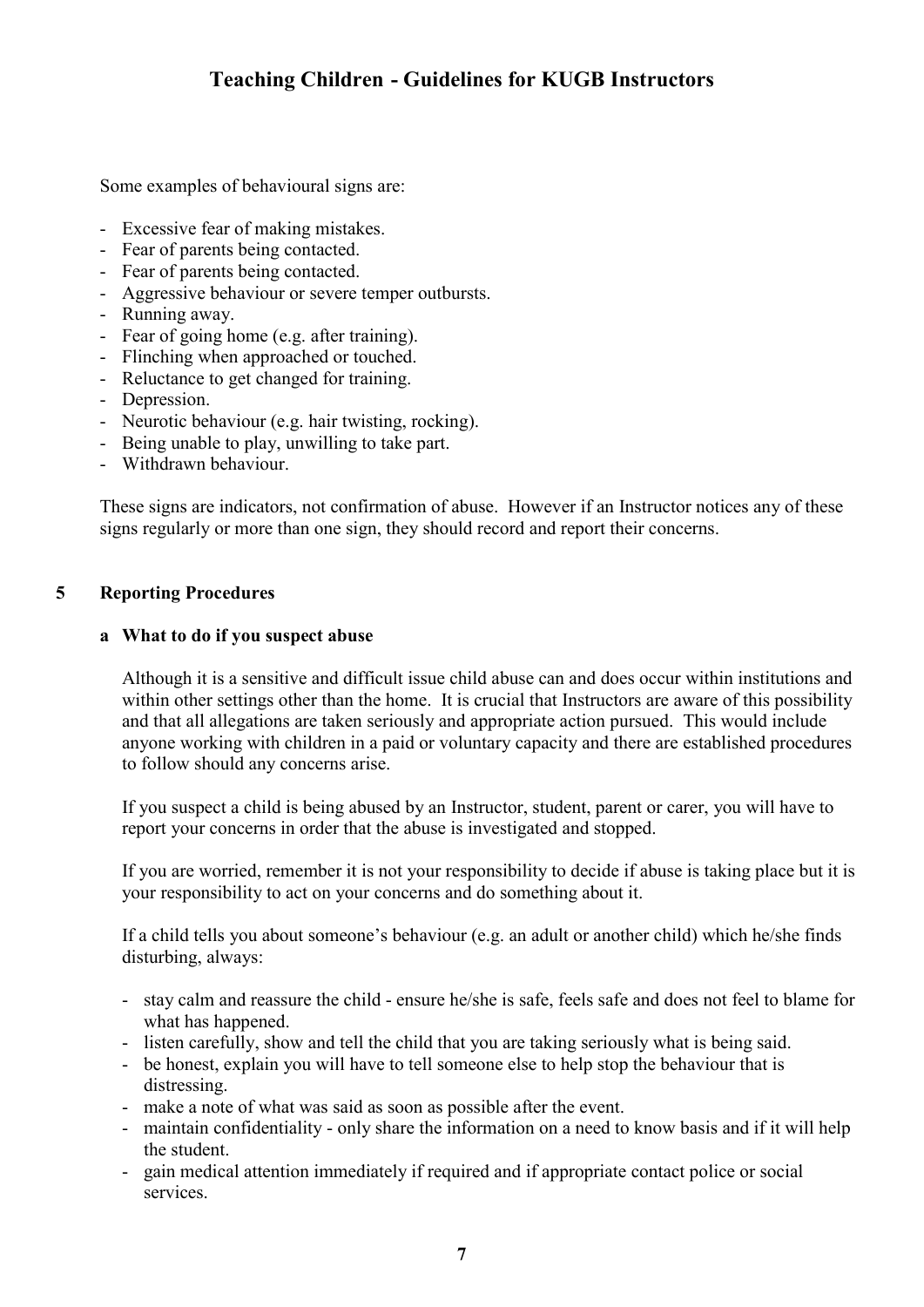Some examples of behavioural signs are:

- Excessive fear of making mistakes.
- Fear of parents being contacted.
- Fear of parents being contacted.
- Aggressive behaviour or severe temper outbursts.
- Running away.
- Fear of going home (e.g. after training).
- Flinching when approached or touched.
- Reluctance to get changed for training.
- Depression.
- Neurotic behaviour (e.g. hair twisting, rocking).
- Being unable to play, unwilling to take part.
- Withdrawn behaviour.

These signs are indicators, not confirmation of abuse. However if an Instructor notices any of these signs regularly or more than one sign, they should record and report their concerns.

## 5 Reporting Procedures

### a What to do if you suspect abuse

Although it is a sensitive and difficult issue child abuse can and does occur within institutions and within other settings other than the home. It is crucial that Instructors are aware of this possibility and that all allegations are taken seriously and appropriate action pursued. This would include anyone working with children in a paid or voluntary capacity and there are established procedures to follow should any concerns arise.

If you suspect a child is being abused by an Instructor, student, parent or carer, you will have to report your concerns in order that the abuse is investigated and stopped.

If you are worried, remember it is not your responsibility to decide if abuse is taking place but it is your responsibility to act on your concerns and do something about it.

If a child tells you about someone's behaviour (e.g. an adult or another child) which he/she finds disturbing, always:

- stay calm and reassure the child - ensure he/she is safe, feels safe and does not feel to blame for what has happened.
- listen carefully, show and tell the child that you are taking seriously what is being said.
- be honest, explain you will have to tell someone else to help stop the behaviour that is distressing.
- make a note of what was said as soon as possible after the event.
- maintain confidentiality - only share the information on a need to know basis and if it will help the student.
- gain medical attention immediately if required and if appropriate contact police or social services.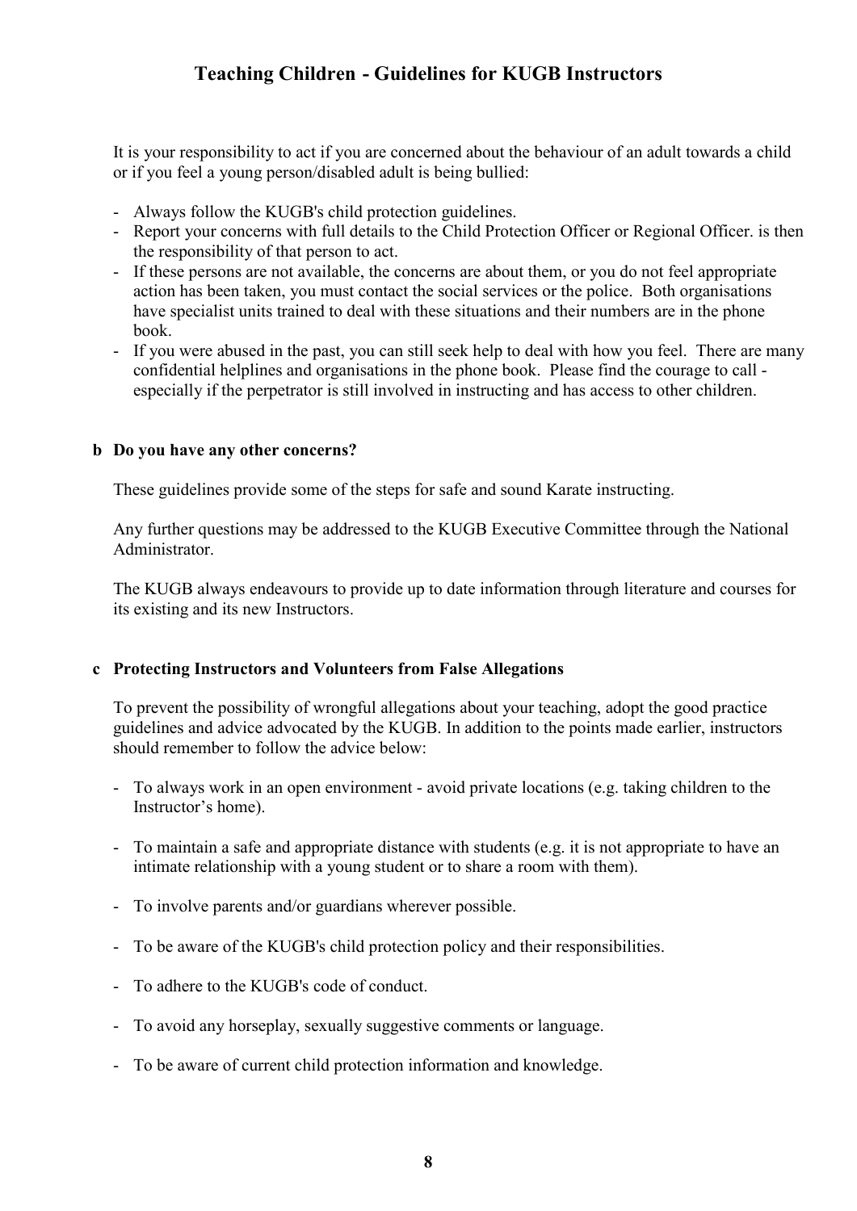It is your responsibility to act if you are concerned about the behaviour of an adult towards a child or if you feel a young person/disabled adult is being bullied:

- Always follow the KUGB's child protection guidelines.
- Report your concerns with full details to the Child Protection Officer or Regional Officer. is then the responsibility of that person to act.
- If these persons are not available, the concerns are about them, or you do not feel appropriate action has been taken, you must contact the social services or the police. Both organisations have specialist units trained to deal with these situations and their numbers are in the phone book.
- If you were abused in the past, you can still seek help to deal with how you feel. There are many confidential helplines and organisations in the phone book. Please find the courage to call - especially if the perpetrator is still involved in instructing and has access to other children.

### b Do you have any other concerns?

These guidelines provide some of the steps for safe and sound Karate instructing.

Any further questions may be addressed to the KUGB Executive Committee through the National Administrator.

The KUGB always endeavours to provide up to date information through literature and courses for its existing and its new Instructors.

### c Protecting Instructors and Volunteers from False Allegations

To prevent the possibility of wrongful allegations about your teaching, adopt the good practice guidelines and advice advocated by the KUGB. In addition to the points made earlier, instructors should remember to follow the advice below:

- To always work in an open environment - avoid private locations (e.g. taking children to the Instructor's home).
- To maintain a safe and appropriate distance with students (e.g. it is not appropriate to have an intimate relationship with a young student or to share a room with them).
- To involve parents and/or guardians wherever possible.
- To be aware of the KUGB's child protection policy and their responsibilities.
- To adhere to the KUGB's code of conduct.
- To avoid any horseplay, sexually suggestive comments or language.
- To be aware of current child protection information and knowledge.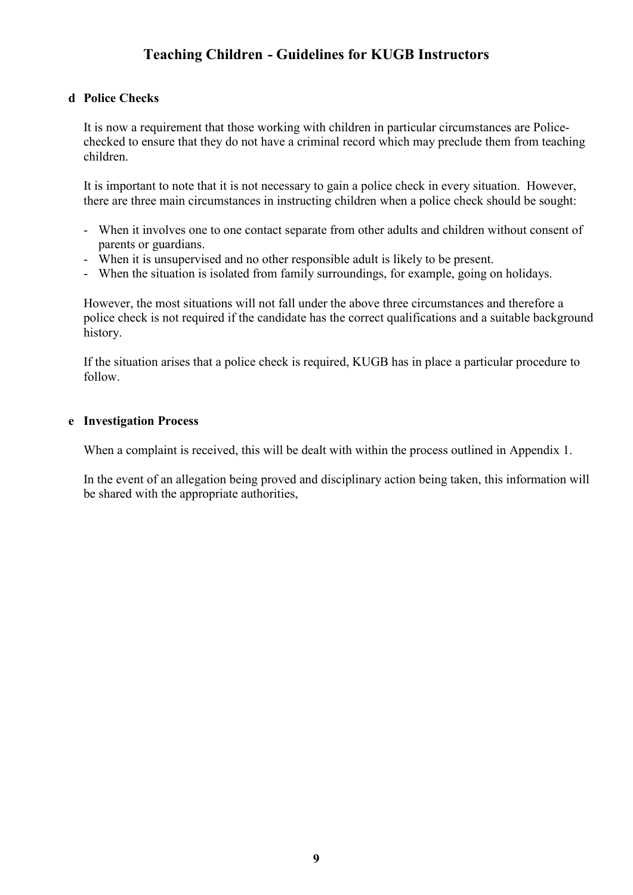# Teaching Children - Guidelines for KUGB Instructors

**d Police Checks**

It is now a requirement that those working with children in particular circumstances are Police-checked to ensure that they do not have a criminal record which may preclude them from teaching children.

It is important to note that it is not necessary to gain a police check in every situation. However, there are three main circumstances in instructing children when a police check should be sought:

- When it involves one to one contact separate from other adults and children without consent of parents or guardians.
- When it is unsupervised and no other responsible adult is likely to be present.
- When the situation is isolated from family surroundings, for example, going on holidays.

However, the most situations will not fall under the above three circumstances and therefore a police check is not required if the candidate has the correct qualifications and a suitable background history.

If the situation arises that a police check is required, KUGB has in place a particular procedure to follow.

**e Investigation Process**

When a complaint is received, this will be dealt with within the process outlined in Appendix 1.

In the event of an allegation being proved and disciplinary action being taken, this information will be shared with the appropriate authorities,